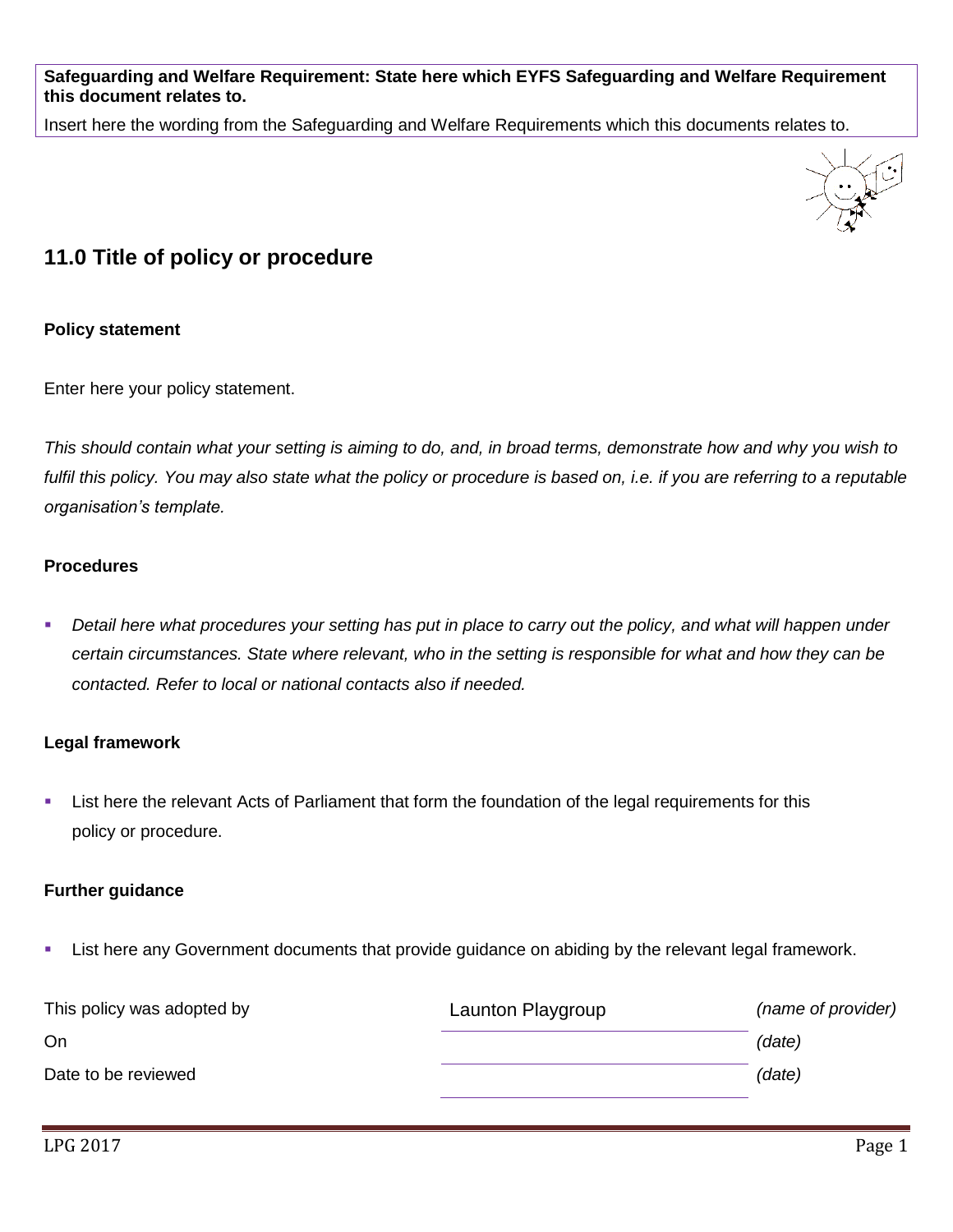**Safeguarding and Welfare Requirement: State here which EYFS Safeguarding and Welfare Requirement this document relates to.**

Insert here the wording from the Safeguarding and Welfare Requirements which this documents relates to.

## 11.0 Title of policy or procedure

#### Policy statement

Enter here your policy statement.

*This should contain what your setting is aiming to do, and, in broad terms, demonstrate how and why you wish to fulfil this policy. You may also state what the policy or procedure is based on, i.e. if you are referring to a reputable organisation's template.*

#### Procedures

- *Detail here what procedures your setting has put in place to carry out the policy, and what will happen under certain circumstances. State where relevant, who in the setting is responsible for what and how they can be contacted. Refer to local or national contacts also if needed.*

#### Legal framework

- List here the relevant Acts of Parliament that form the foundation of the legal requirements for this policy or procedure.

#### Further guidance

- List here any Government documents that provide guidance on abiding by the relevant legal framework.

| | | |
|---|---|---|
| This policy was adopted by | Launton Playgroup | *(name of provider)* |
| On | | *(date)* |
| Date to be reviewed | | *(date)* |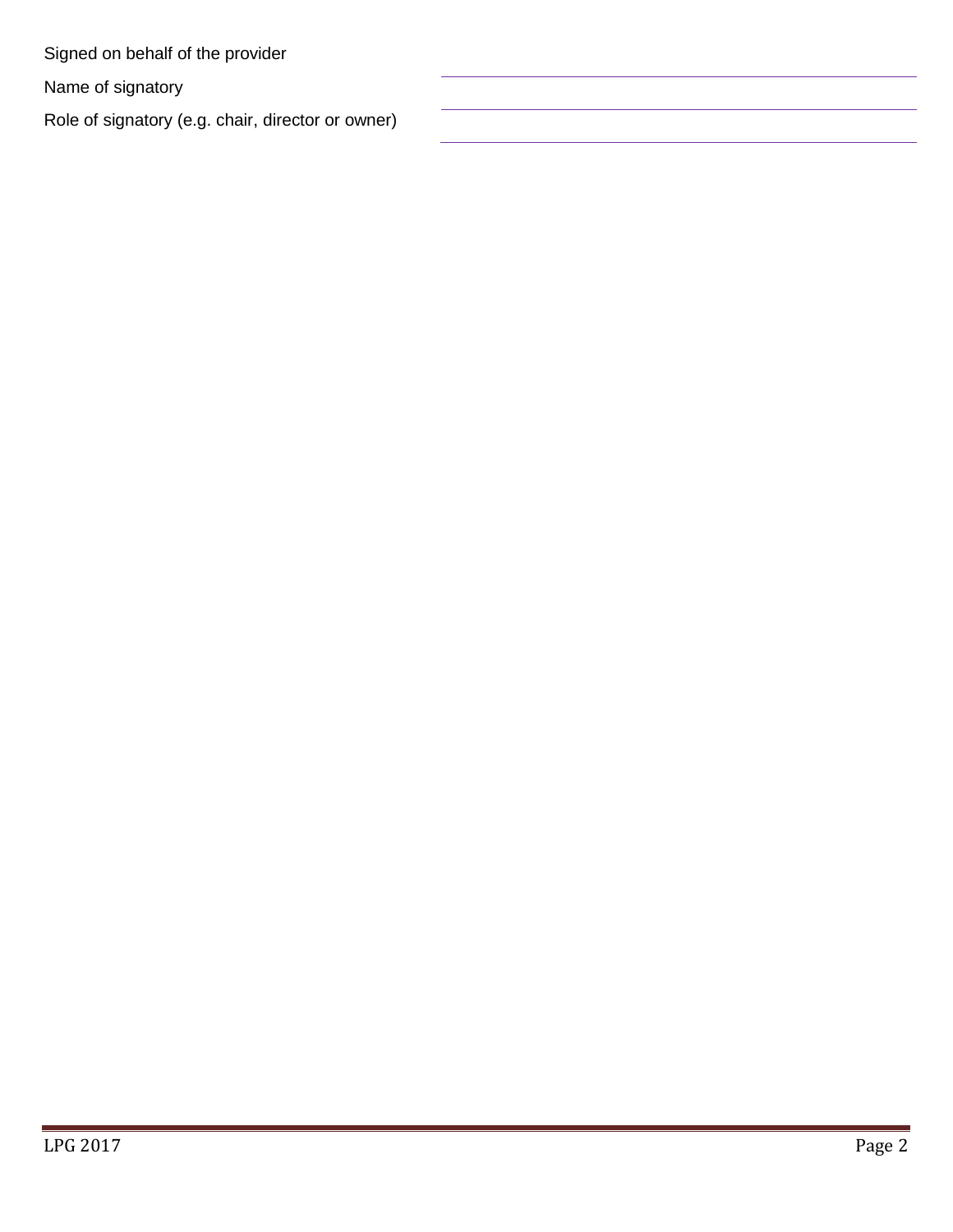Signed on behalf of the provider ______________________________

Name of signatory ______________________________

Role of signatory (e.g. chair, director or owner) ______________________________